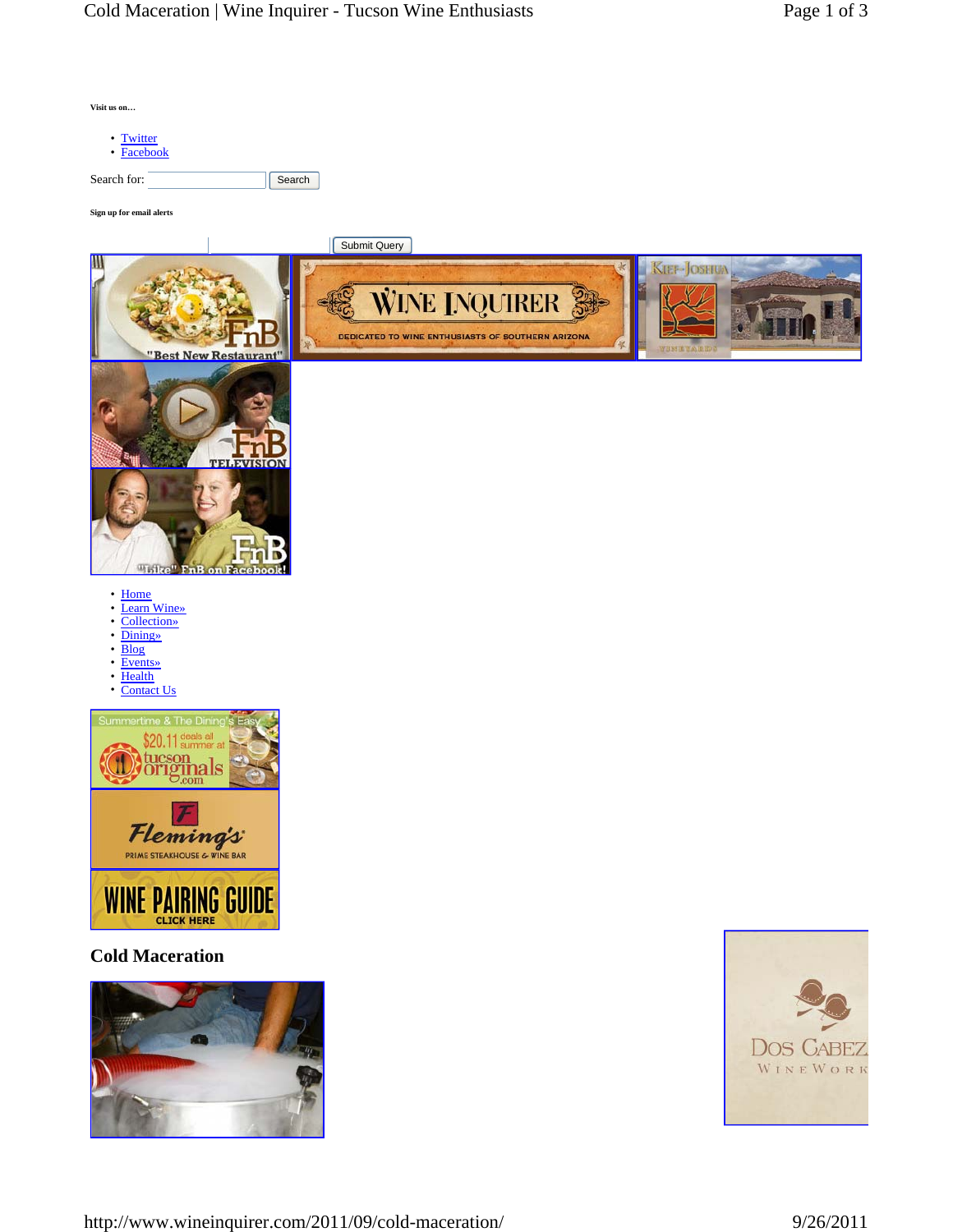Visit us on…

- Twitter
- Facebook

Search for: Search

Sign up for email alerts

Submit Query

- Home
- Learn Wine»
- Collection»
- Dining»
- Blog
- Events»
- Health
- Contact Us

## Cold Maceration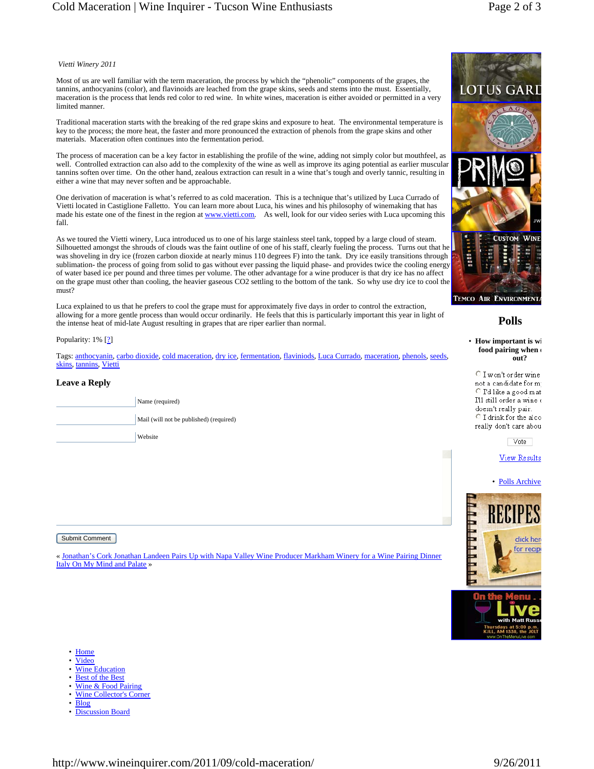*Vietti Winery 2011*

Most of us are well familiar with the term maceration, the process by which the "phenolic" components of the grapes, the tannins, anthocyanins (color), and flavinoids are leached from the grape skins, seeds and stems into the must. Essentially, maceration is the process that lends red color to red wine. In white wines, maceration is either avoided or permitted in a very limited manner.

Traditional maceration starts with the breaking of the red grape skins and exposure to heat. The environmental temperature is key to the process; the more heat, the faster and more pronounced the extraction of phenols from the grape skins and other materials. Maceration often continues into the fermentation period.

The process of maceration can be a key factor in establishing the profile of the wine, adding not simply color but mouthfeel, as well. Controlled extraction can also add to the complexity of the wine as well as improve its aging potential as earlier muscular tannins soften over time. On the other hand, zealous extraction can result in a wine that's tough and overly tannic, resulting in either a wine that may never soften and be approachable.

One derivation of maceration is what's referred to as cold maceration. This is a technique that's utilized by Luca Currado of Vietti located in Castiglione Falletto. You can learn more about Luca, his wines and his philosophy of winemaking that has made his estate one of the finest in the region at www.vietti.com. As well, look for our video series with Luca upcoming this fall.

As we toured the Vietti winery, Luca introduced us to one of his large stainless steel tank, topped by a large cloud of steam. Silhouetted amongst the shrouds of clouds was the faint outline of one of his staff, clearly fueling the process. Turns out that he was shoveling in dry ice (frozen carbon dioxide at nearly minus 110 degrees F) into the tank. Dry ice easily transitions through sublimation- the process of going from solid to gas without ever passing the liquid phase- and provides twice the cooling energy of water based ice per pound and three times per volume. The other advantage for a wine producer is that dry ice has no affect on the grape must other than cooling, the heavier gaseous $CO_2$ settling to the bottom of the tank. So why use dry ice to cool the must?

Luca explained to us that he prefers to cool the grape must for approximately five days in order to control the extraction, allowing for a more gentle process than would occur ordinarily. He feels that this is particularly important this year in light of the intense heat of mid-late August resulting in grapes that are riper earlier than normal.

Popularity: 1% [?]

Tags: anthocyanin, carbo dioxide, cold maceration, dry ice, fermentation, flaviniods, Luca Currado, maceration, phenols, seeds, skins, tannins, Vietti

### Leave a Reply

Name (required)

Mail (will not be published) (required)

Website

Submit Comment

« Jonathan's Cork Jonathan Landeen Pairs Up with Napa Valley Wine Producer Markham Winery for a Wine Pairing Dinner
Italy On My Mind and Palate »

## Polls

- How important is wi... food pairing when ... out?

I won't order wine ... not a candidate for m...
I'd like a good mat... I'll still order a wine ... doesn't really pair.
I drink for the alco... really don't care abou...

Vote

View Results

- Polls Archive

- Home
- Video
- Wine Education
- Best of the Best
- Wine & Food Pairing
- Wine Collector's Corner
- Blog
- Discussion Board